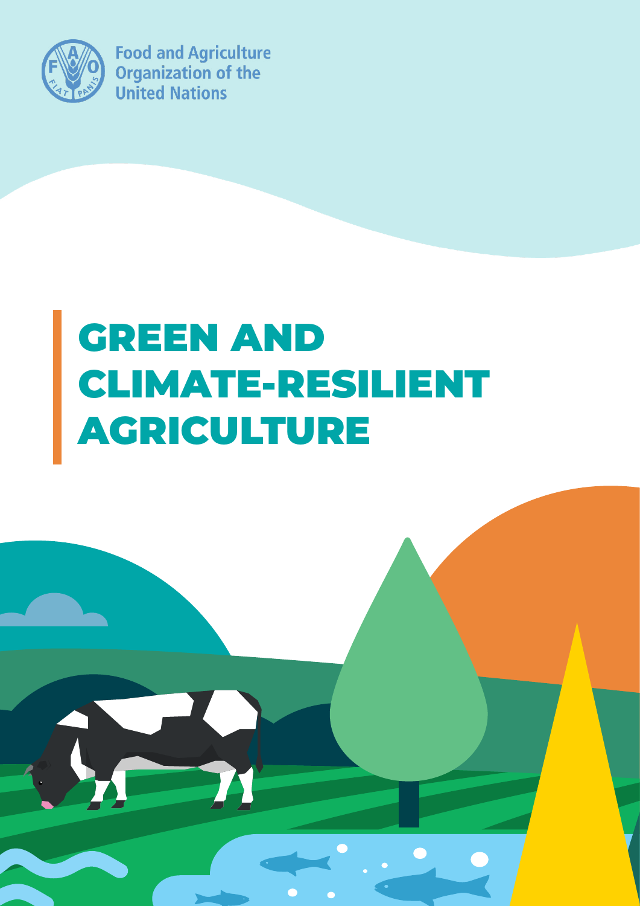Food and Agriculture Organization of the United Nations

# GREEN AND CLIMATE-RESILIENT AGRICULTURE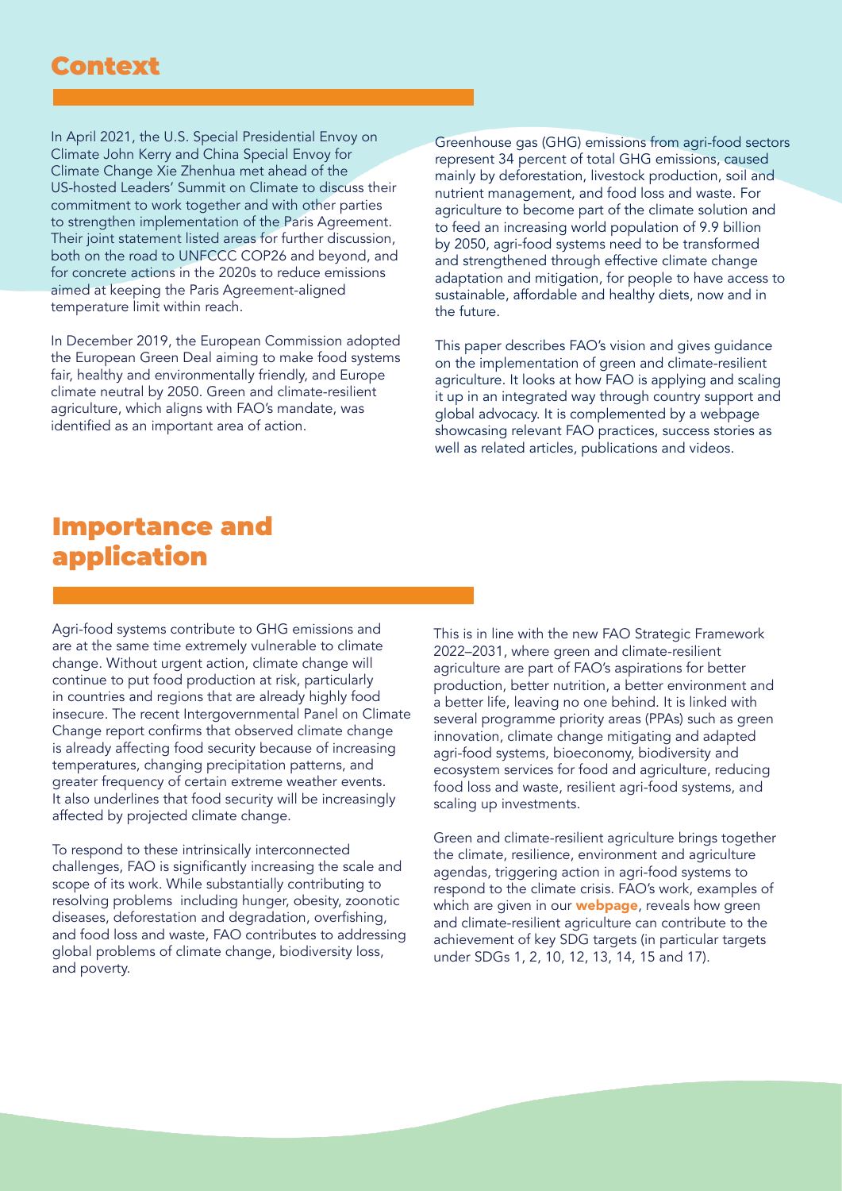## Context

In April 2021, the U.S. Special Presidential Envoy on Climate John Kerry and China Special Envoy for Climate Change Xie Zhenhua met ahead of the US-hosted Leaders' Summit on Climate to discuss their commitment to work together and with other parties to strengthen implementation of the Paris Agreement. Their joint statement listed areas for further discussion, both on the road to UNFCCC COP26 and beyond, and for concrete actions in the 2020s to reduce emissions aimed at keeping the Paris Agreement-aligned temperature limit within reach.

In December 2019, the European Commission adopted the European Green Deal aiming to make food systems fair, healthy and environmentally friendly, and Europe climate neutral by 2050. Green and climate-resilient agriculture, which aligns with FAO's mandate, was identified as an important area of action.

Greenhouse gas (GHG) emissions from agri-food sectors represent 34 percent of total GHG emissions, caused mainly by deforestation, livestock production, soil and nutrient management, and food loss and waste. For agriculture to become part of the climate solution and to feed an increasing world population of 9.9 billion by 2050, agri-food systems need to be transformed and strengthened through effective climate change adaptation and mitigation, for people to have access to sustainable, affordable and healthy diets, now and in the future.

This paper describes FAO's vision and gives guidance on the implementation of green and climate-resilient agriculture. It looks at how FAO is applying and scaling it up in an integrated way through country support and global advocacy. It is complemented by a webpage showcasing relevant FAO practices, success stories as well as related articles, publications and videos.

## Importance and application

Agri-food systems contribute to GHG emissions and are at the same time extremely vulnerable to climate change. Without urgent action, climate change will continue to put food production at risk, particularly in countries and regions that are already highly food insecure. The recent Intergovernmental Panel on Climate Change report confirms that observed climate change is already affecting food security because of increasing temperatures, changing precipitation patterns, and greater frequency of certain extreme weather events. It also underlines that food security will be increasingly affected by projected climate change.

To respond to these intrinsically interconnected challenges, FAO is significantly increasing the scale and scope of its work. While substantially contributing to resolving problems including hunger, obesity, zoonotic diseases, deforestation and degradation, overfishing, and food loss and waste, FAO contributes to addressing global problems of climate change, biodiversity loss, and poverty.

This is in line with the new FAO Strategic Framework 2022–2031, where green and climate-resilient agriculture are part of FAO's aspirations for better production, better nutrition, a better environment and a better life, leaving no one behind. It is linked with several programme priority areas (PPAs) such as green innovation, climate change mitigating and adapted agri-food systems, bioeconomy, biodiversity and ecosystem services for food and agriculture, reducing food loss and waste, resilient agri-food systems, and scaling up investments.

Green and climate-resilient agriculture brings together the climate, resilience, environment and agriculture agendas, triggering action in agri-food systems to respond to the climate crisis. FAO's work, examples of which are given in our **webpage**, reveals how green and climate-resilient agriculture can contribute to the achievement of key SDG targets (in particular targets under SDGs 1, 2, 10, 12, 13, 14, 15 and 17).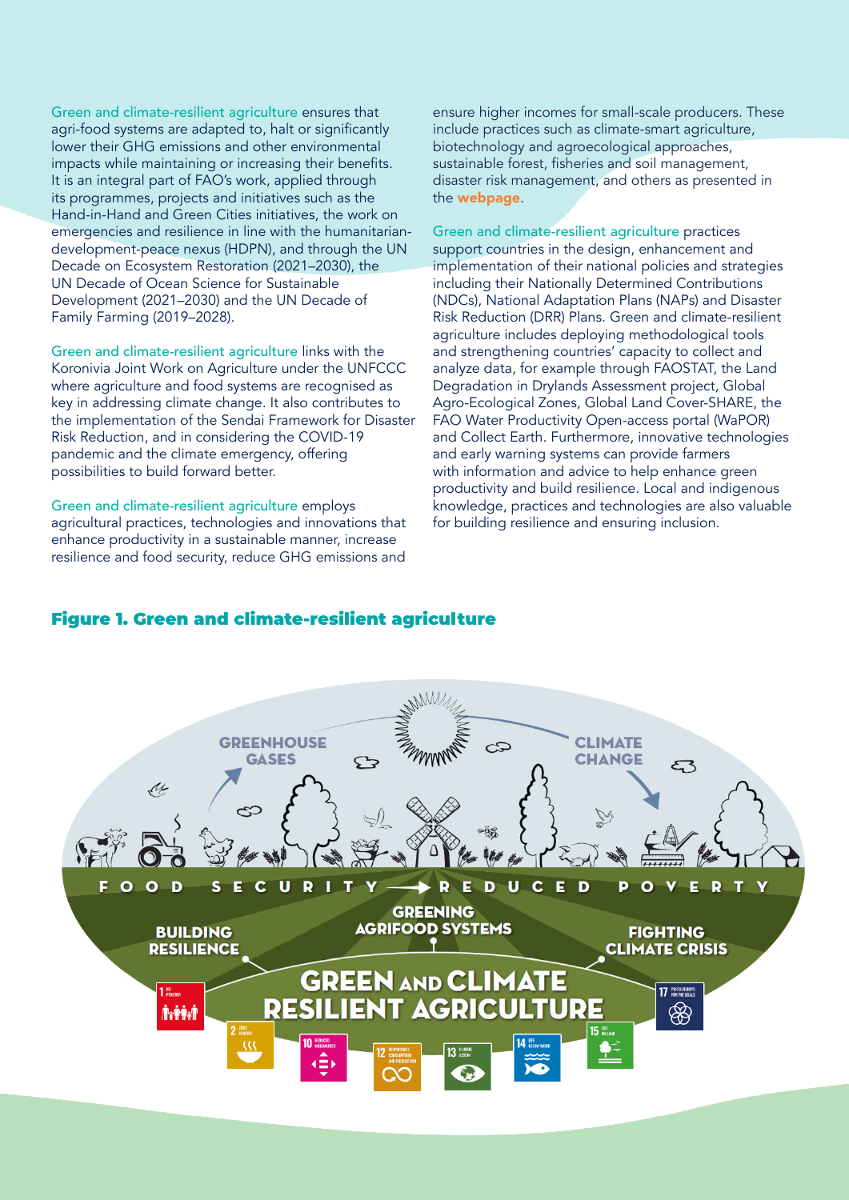Green and climate-resilient agriculture ensures that agri-food systems are adapted to, halt or significantly lower their GHG emissions and other environmental impacts while maintaining or increasing their benefits. It is an integral part of FAO's work, applied through its programmes, projects and initiatives such as the Hand-in-Hand and Green Cities initiatives, the work on emergencies and resilience in line with the humanitarian-development-peace nexus (HDPN), and through the UN Decade on Ecosystem Restoration (2021–2030), the UN Decade of Ocean Science for Sustainable Development (2021–2030) and the UN Decade of Family Farming (2019–2028).

Green and climate-resilient agriculture links with the Koronivia Joint Work on Agriculture under the UNFCCC where agriculture and food systems are recognised as key in addressing climate change. It also contributes to the implementation of the Sendai Framework for Disaster Risk Reduction, and in considering the COVID-19 pandemic and the climate emergency, offering possibilities to build forward better.

Green and climate-resilient agriculture employs agricultural practices, technologies and innovations that enhance productivity in a sustainable manner, increase resilience and food security, reduce GHG emissions and ensure higher incomes for small-scale producers. These include practices such as climate-smart agriculture, biotechnology and agroecological approaches, sustainable forest, fisheries and soil management, disaster risk management, and others as presented in the **webpage**.

Green and climate-resilient agriculture practices support countries in the design, enhancement and implementation of their national policies and strategies including their Nationally Determined Contributions (NDCs), National Adaptation Plans (NAPs) and Disaster Risk Reduction (DRR) Plans. Green and climate-resilient agriculture includes deploying methodological tools and strengthening countries' capacity to collect and analyze data, for example through FAOSTAT, the Land Degradation in Drylands Assessment project, Global Agro-Ecological Zones, Global Land Cover-SHARE, the FAO Water Productivity Open-access portal (WaPOR) and Collect Earth. Furthermore, innovative technologies and early warning systems can provide farmers with information and advice to help enhance green productivity and build resilience. Local and indigenous knowledge, practices and technologies are also valuable for building resilience and ensuring inclusion.

## Figure 1. Green and climate-resilient agriculture

GREENHOUSE GASES
CLIMATE CHANGE
FOOD SECURITY → REDUCED POVERTY
BUILDING RESILIENCE
GREENING AGRIFOOD SYSTEMS
FIGHTING CLIMATE CRISIS
GREEN AND CLIMATE RESILIENT AGRICULTURE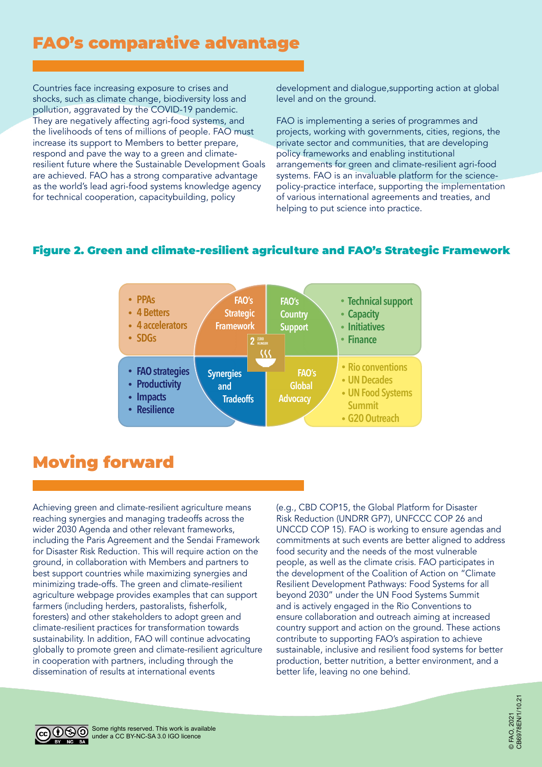## FAO's comparative advantage

Countries face increasing exposure to crises and shocks, such as climate change, biodiversity loss and pollution, aggravated by the COVID-19 pandemic. They are negatively affecting agri-food systems, and the livelihoods of tens of millions of people. FAO must increase its support to Members to better prepare, respond and pave the way to a green and climate-resilient future where the Sustainable Development Goals are achieved. FAO has a strong comparative advantage as the world's lead agri-food systems knowledge agency for technical cooperation, capacitybuilding, policy development and dialogue,supporting action at global level and on the ground.

FAO is implementing a series of programmes and projects, working with governments, cities, regions, the private sector and communities, that are developing policy frameworks and enabling institutional arrangements for green and climate-resilient agri-food systems. FAO is an invaluable platform for the science-policy-practice interface, supporting the implementation of various international agreements and treaties, and helping to put science into practice.

### Figure 2. Green and climate-resilient agriculture and FAO's Strategic Framework

- PPAs
- 4 Betters
- 4 accelerators
- SDGs

FAO's Strategic Framework

FAO's Country Support

- Technical support
- Capacity
- Initiatives
- Finance

2 ZERO HUNGER

- FAO strategies
- Productivity
- Impacts
- Resilience

Synergies and Tradeoffs

FAO's Global Advocacy

- Rio conventions
- UN Decades
- UN Food Systems Summit
- G20 Outreach

## Moving forward

Achieving green and climate-resilient agriculture means reaching synergies and managing tradeoffs across the wider 2030 Agenda and other relevant frameworks, including the Paris Agreement and the Sendai Framework for Disaster Risk Reduction. This will require action on the ground, in collaboration with Members and partners to best support countries while maximizing synergies and minimizing trade-offs. The green and climate-resilient agriculture webpage provides examples that can support farmers (including herders, pastoralists, fisherfolk, foresters) and other stakeholders to adopt green and climate-resilient practices for transformation towards sustainability. In addition, FAO will continue advocating globally to promote green and climate-resilient agriculture in cooperation with partners, including through the dissemination of results at international events (e.g., CBD COP15, the Global Platform for Disaster Risk Reduction (UNDRR GP7), UNFCCC COP 26 and UNCCD COP 15). FAO is working to ensure agendas and commitments at such events are better aligned to address food security and the needs of the most vulnerable people, as well as the climate crisis. FAO participates in the development of the Coalition of Action on "Climate Resilient Development Pathways: Food Systems for all beyond 2030" under the UN Food Systems Summit and is actively engaged in the Rio Conventions to ensure collaboration and outreach aiming at increased country support and action on the ground. These actions contribute to supporting FAO's aspiration to achieve sustainable, inclusive and resilient food systems for better production, better nutrition, a better environment, and a better life, leaving no one behind.

Some rights reserved. This work is available under a CC BY-NC-SA 3.0 IGO licence

© FAO, 2021
CB6978EN/1/10.21